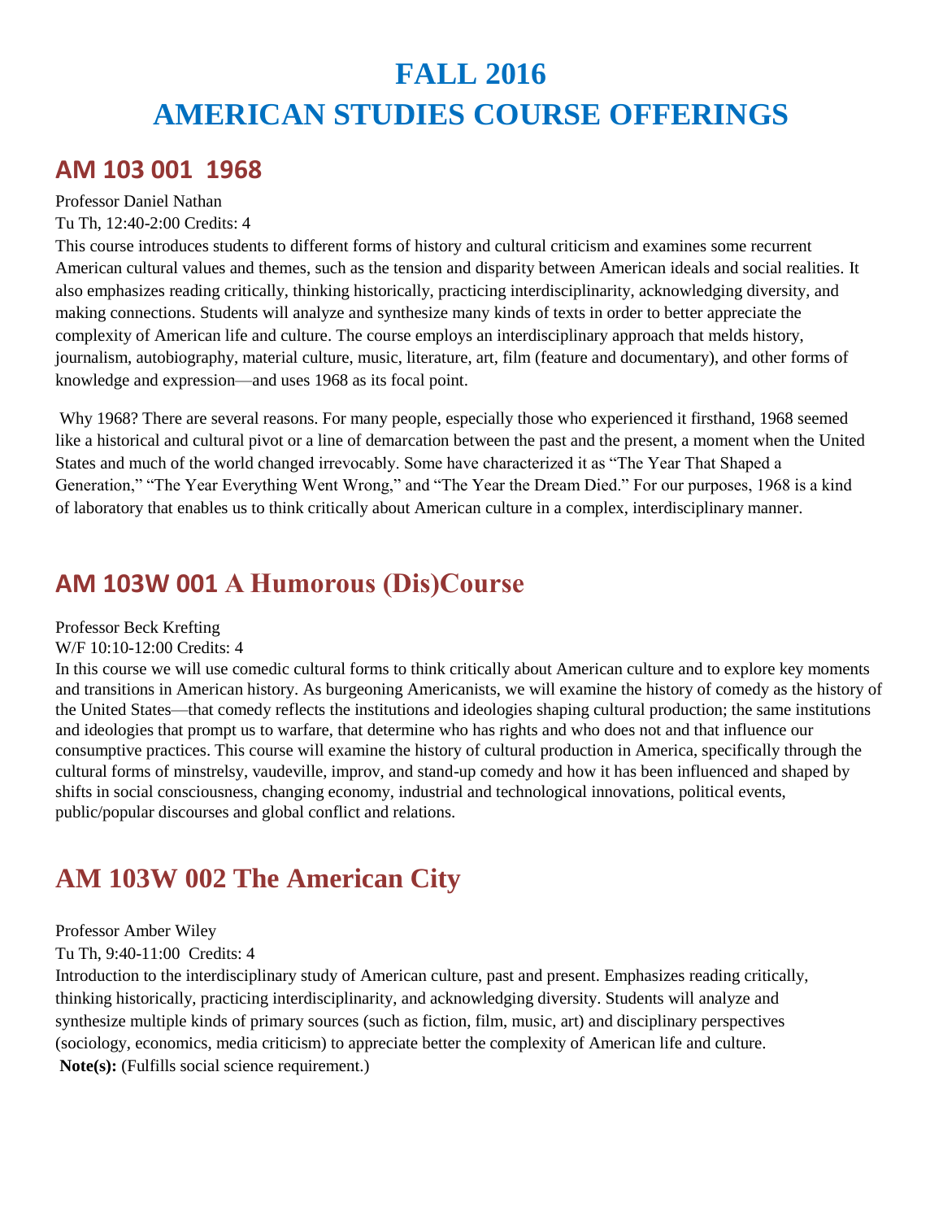# FALL 2016
# AMERICAN STUDIES COURSE OFFERINGS

## AM 103 001 1968

Professor Daniel Nathan
Tu Th, 12:40-2:00 Credits: 4
This course introduces students to different forms of history and cultural criticism and examines some recurrent American cultural values and themes, such as the tension and disparity between American ideals and social realities. It also emphasizes reading critically, thinking historically, practicing interdisciplinarity, acknowledging diversity, and making connections. Students will analyze and synthesize many kinds of texts in order to better appreciate the complexity of American life and culture. The course employs an interdisciplinary approach that melds history, journalism, autobiography, material culture, music, literature, art, film (feature and documentary), and other forms of knowledge and expression—and uses 1968 as its focal point.

Why 1968? There are several reasons. For many people, especially those who experienced it firsthand, 1968 seemed like a historical and cultural pivot or a line of demarcation between the past and the present, a moment when the United States and much of the world changed irrevocably. Some have characterized it as "The Year That Shaped a Generation," "The Year Everything Went Wrong," and "The Year the Dream Died." For our purposes, 1968 is a kind of laboratory that enables us to think critically about American culture in a complex, interdisciplinary manner.

## AM 103W 001 A Humorous (Dis)Course

Professor Beck Krefting
W/F 10:10-12:00 Credits: 4
In this course we will use comedic cultural forms to think critically about American culture and to explore key moments and transitions in American history. As burgeoning Americanists, we will examine the history of comedy as the history of the United States—that comedy reflects the institutions and ideologies shaping cultural production; the same institutions and ideologies that prompt us to warfare, that determine who has rights and who does not and that influence our consumptive practices. This course will examine the history of cultural production in America, specifically through the cultural forms of minstrelsy, vaudeville, improv, and stand-up comedy and how it has been influenced and shaped by shifts in social consciousness, changing economy, industrial and technological innovations, political events, public/popular discourses and global conflict and relations.

## AM 103W 002 The American City

Professor Amber Wiley
Tu Th, 9:40-11:00 Credits: 4
Introduction to the interdisciplinary study of American culture, past and present. Emphasizes reading critically, thinking historically, practicing interdisciplinarity, and acknowledging diversity. Students will analyze and synthesize multiple kinds of primary sources (such as fiction, film, music, art) and disciplinary perspectives (sociology, economics, media criticism) to appreciate better the complexity of American life and culture.
**Note(s):** (Fulfills social science requirement.)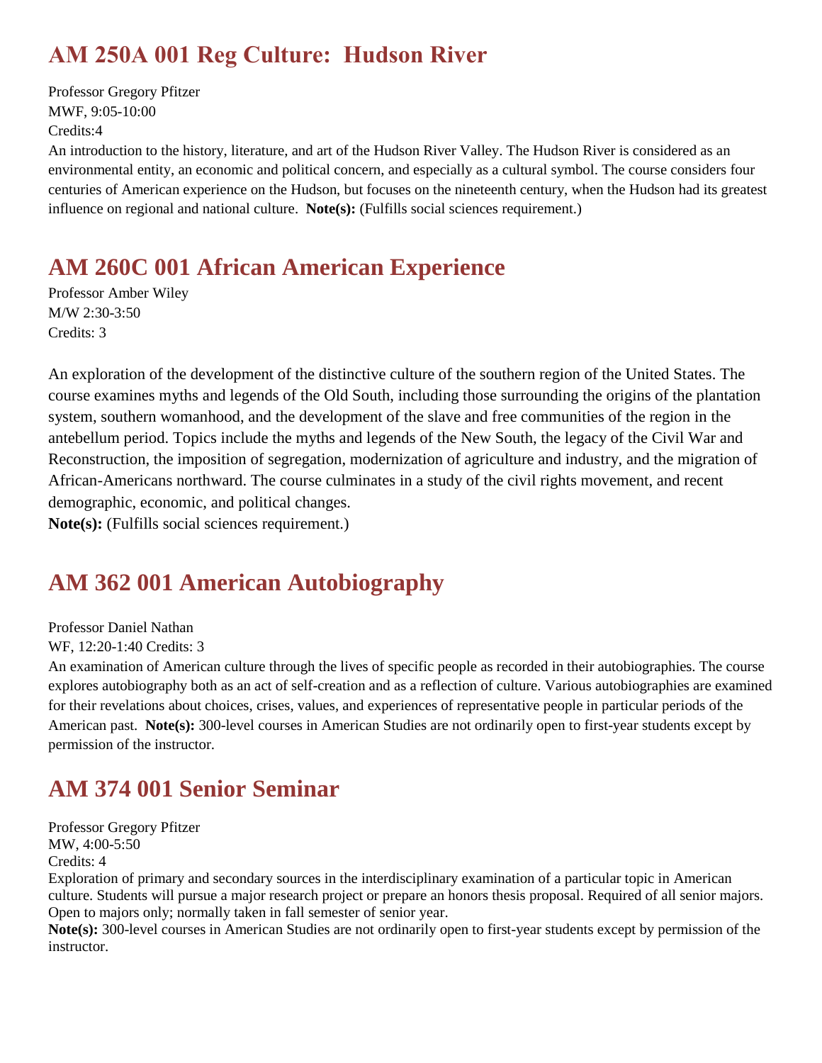## AM 250A 001 Reg Culture: Hudson River

Professor Gregory Pfitzer
MWF, 9:05-10:00
Credits:4
An introduction to the history, literature, and art of the Hudson River Valley. The Hudson River is considered as an environmental entity, an economic and political concern, and especially as a cultural symbol. The course considers four centuries of American experience on the Hudson, but focuses on the nineteenth century, when the Hudson had its greatest influence on regional and national culture. **Note(s):** (Fulfills social sciences requirement.)

## AM 260C 001 African American Experience

Professor Amber Wiley
M/W 2:30-3:50
Credits: 3

An exploration of the development of the distinctive culture of the southern region of the United States. The course examines myths and legends of the Old South, including those surrounding the origins of the plantation system, southern womanhood, and the development of the slave and free communities of the region in the antebellum period. Topics include the myths and legends of the New South, the legacy of the Civil War and Reconstruction, the imposition of segregation, modernization of agriculture and industry, and the migration of African-Americans northward. The course culminates in a study of the civil rights movement, and recent demographic, economic, and political changes.
**Note(s):** (Fulfills social sciences requirement.)

## AM 362 001 American Autobiography

Professor Daniel Nathan
WF, 12:20-1:40 Credits: 3
An examination of American culture through the lives of specific people as recorded in their autobiographies. The course explores autobiography both as an act of self-creation and as a reflection of culture. Various autobiographies are examined for their revelations about choices, crises, values, and experiences of representative people in particular periods of the American past. **Note(s):** 300-level courses in American Studies are not ordinarily open to first-year students except by permission of the instructor.

## AM 374 001 Senior Seminar

Professor Gregory Pfitzer
MW, 4:00-5:50
Credits: 4
Exploration of primary and secondary sources in the interdisciplinary examination of a particular topic in American culture. Students will pursue a major research project or prepare an honors thesis proposal. Required of all senior majors. Open to majors only; normally taken in fall semester of senior year.
**Note(s):** 300-level courses in American Studies are not ordinarily open to first-year students except by permission of the instructor.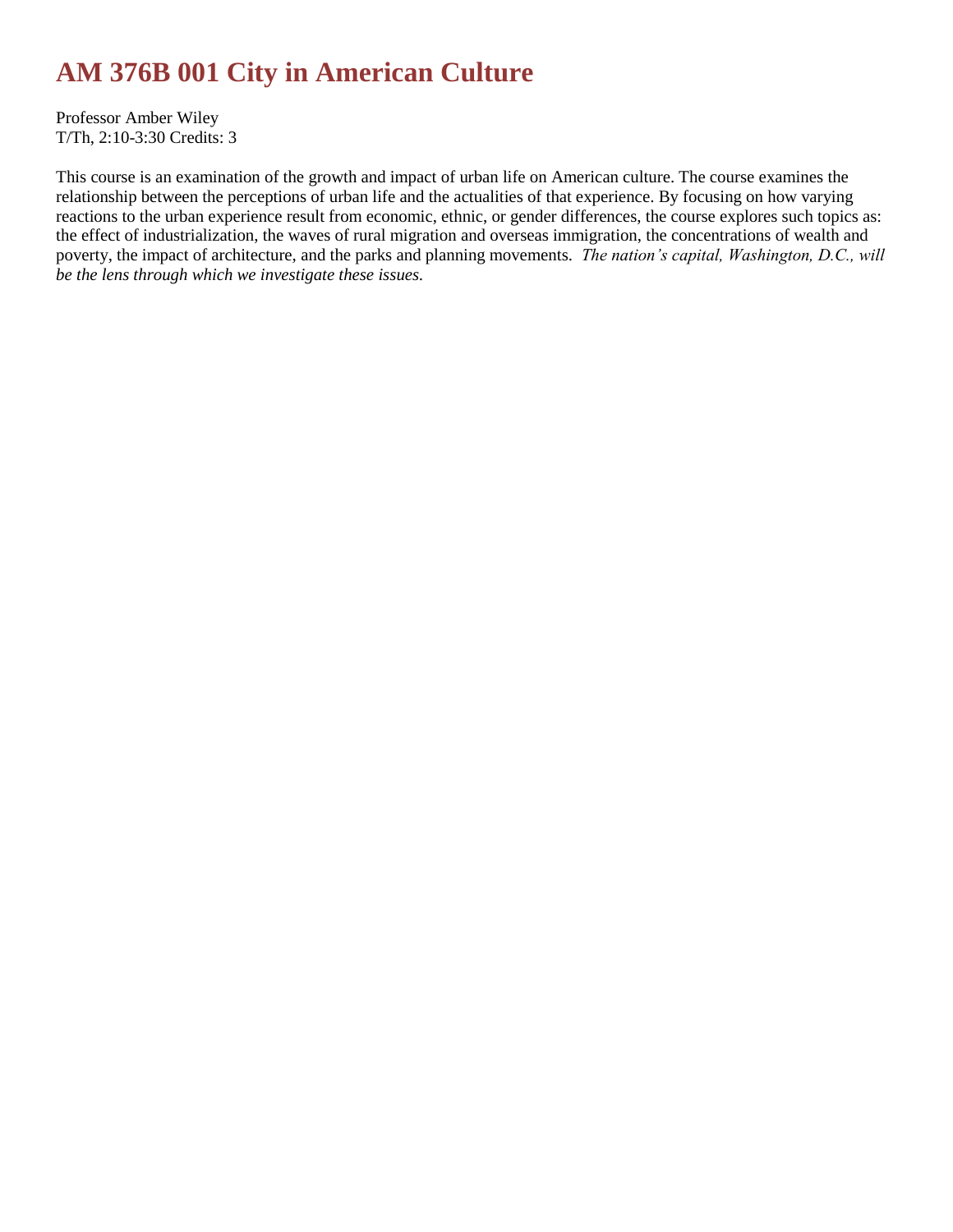# AM 376B 001 City in American Culture

Professor Amber Wiley
T/Th, 2:10-3:30 Credits: 3

This course is an examination of the growth and impact of urban life on American culture. The course examines the relationship between the perceptions of urban life and the actualities of that experience. By focusing on how varying reactions to the urban experience result from economic, ethnic, or gender differences, the course explores such topics as: the effect of industrialization, the waves of rural migration and overseas immigration, the concentrations of wealth and poverty, the impact of architecture, and the parks and planning movements. *The nation's capital, Washington, D.C., will be the lens through which we investigate these issues.*